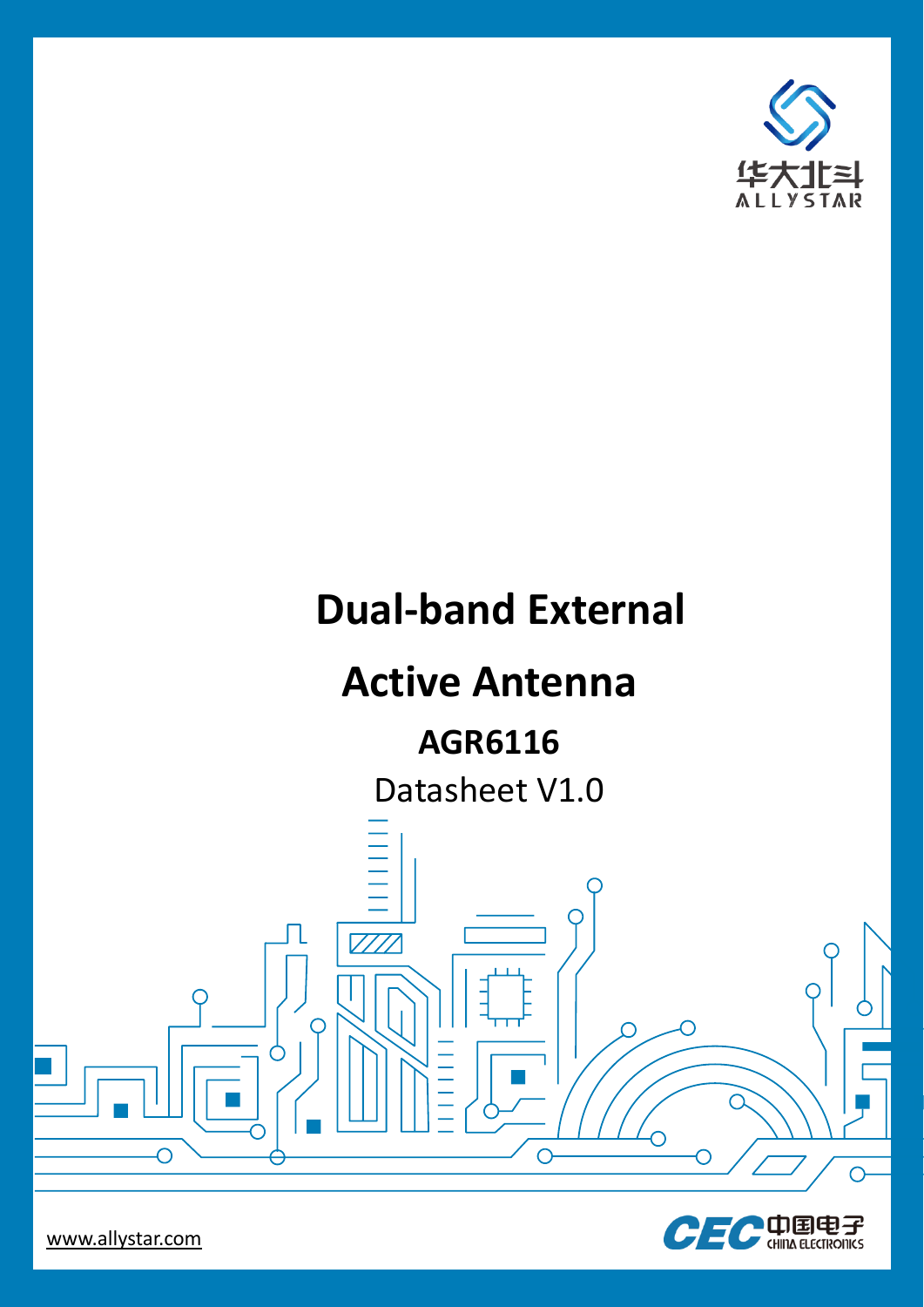华大北斗

ALLYSTAR

# Dual-band External Active Antenna

**AGR6116**

Datasheet V1.0

www.allystar.com

CEC 中国电子 CHINA ELECTRONICS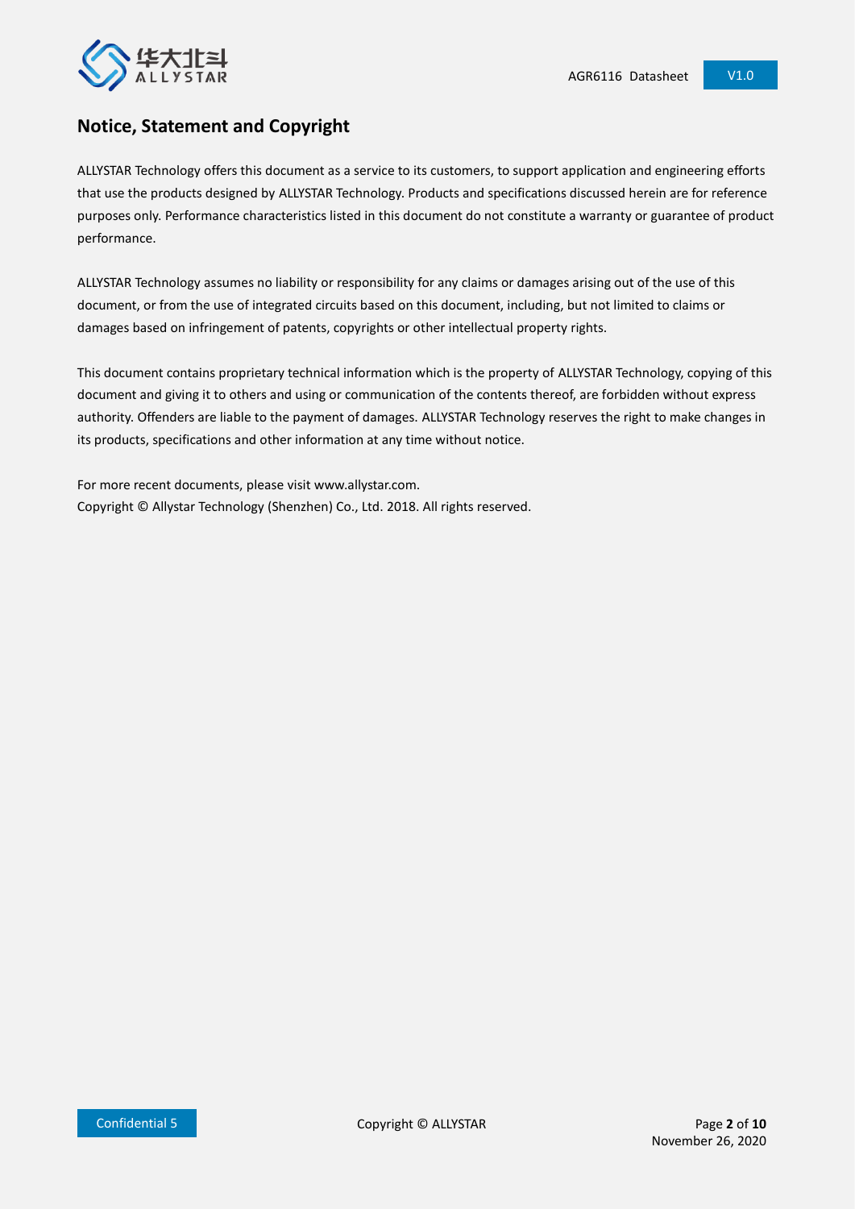## Notice, Statement and Copyright

ALLYSTAR Technology offers this document as a service to its customers, to support application and engineering efforts that use the products designed by ALLYSTAR Technology. Products and specifications discussed herein are for reference purposes only. Performance characteristics listed in this document do not constitute a warranty or guarantee of product performance.

ALLYSTAR Technology assumes no liability or responsibility for any claims or damages arising out of the use of this document, or from the use of integrated circuits based on this document, including, but not limited to claims or damages based on infringement of patents, copyrights or other intellectual property rights.

This document contains proprietary technical information which is the property of ALLYSTAR Technology, copying of this document and giving it to others and using or communication of the contents thereof, are forbidden without express authority. Offenders are liable to the payment of damages. ALLYSTAR Technology reserves the right to make changes in its products, specifications and other information at any time without notice.

For more recent documents, please visit www.allystar.com.
Copyright © Allystar Technology (Shenzhen) Co., Ltd. 2018. All rights reserved.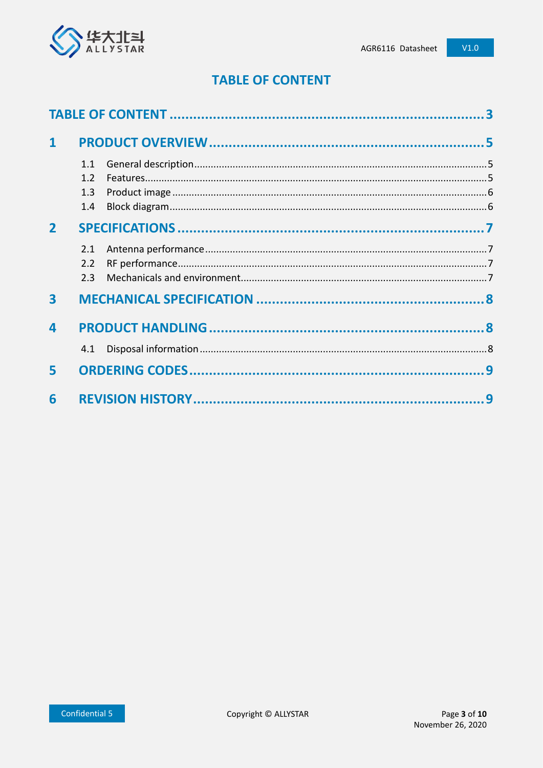# TABLE OF CONTENT

TABLE OF CONTENT ........................................................................ 3

1 PRODUCT OVERVIEW ........................................................................ 5

- 1.1 General description ........................................................................ 5
- 1.2 Features ........................................................................ 5
- 1.3 Product image ........................................................................ 6
- 1.4 Block diagram ........................................................................ 6

2 SPECIFICATIONS ........................................................................ 7

- 2.1 Antenna performance ........................................................................ 7
- 2.2 RF performance ........................................................................ 7
- 2.3 Mechanicals and environment ........................................................................ 7

3 MECHANICAL SPECIFICATION ........................................................................ 8

4 PRODUCT HANDLING ........................................................................ 8

- 4.1 Disposal information ........................................................................ 8

5 ORDERING CODES ........................................................................ 9

6 REVISION HISTORY ........................................................................ 9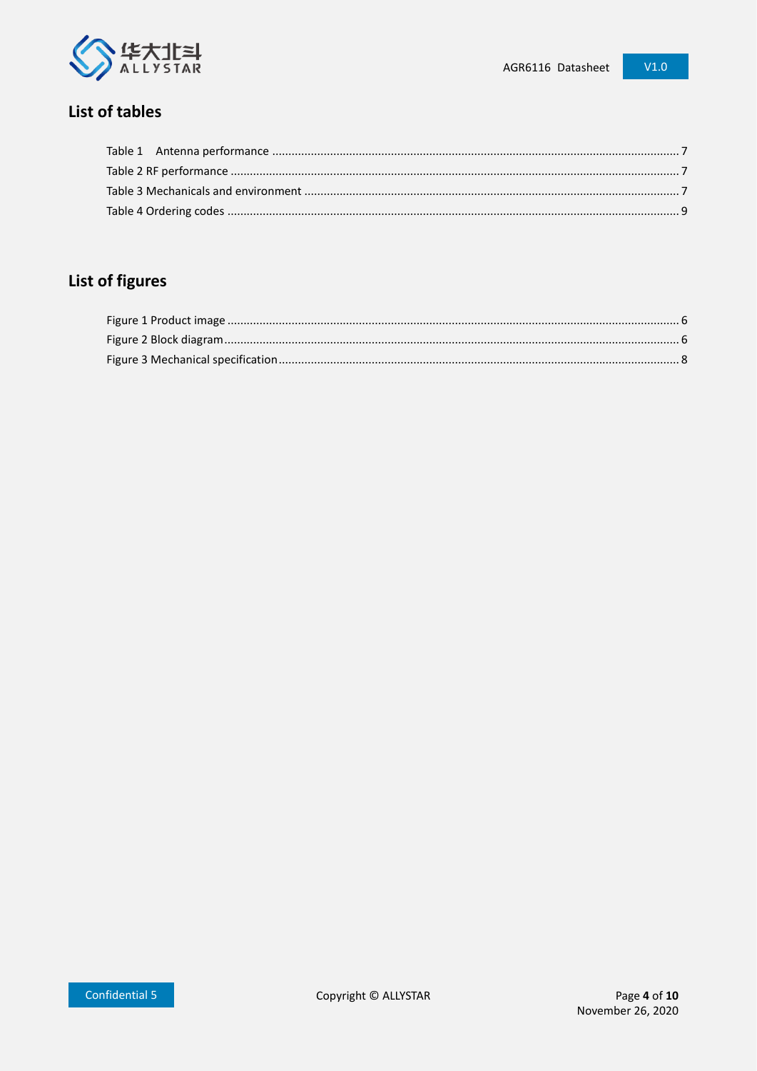## List of tables

Table 1 Antenna performance .......... 7
Table 2 RF performance .......... 7
Table 3 Mechanicals and environment .......... 7
Table 4 Ordering codes .......... 9

## List of figures

Figure 1 Product image .......... 6
Figure 2 Block diagram .......... 6
Figure 3 Mechanical specification .......... 8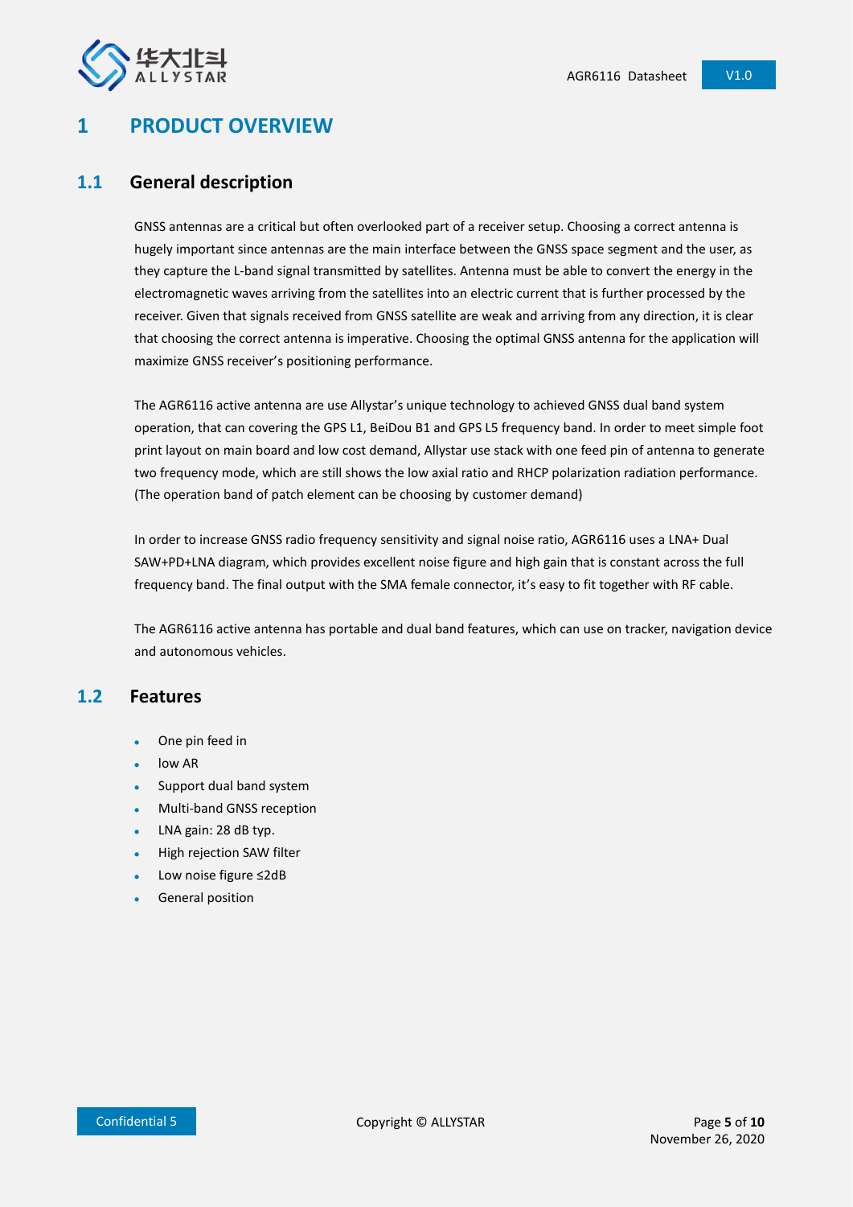# 1 PRODUCT OVERVIEW

## 1.1 General description

GNSS antennas are a critical but often overlooked part of a receiver setup. Choosing a correct antenna is hugely important since antennas are the main interface between the GNSS space segment and the user, as they capture the L-band signal transmitted by satellites. Antenna must be able to convert the energy in the electromagnetic waves arriving from the satellites into an electric current that is further processed by the receiver. Given that signals received from GNSS satellite are weak and arriving from any direction, it is clear that choosing the correct antenna is imperative. Choosing the optimal GNSS antenna for the application will maximize GNSS receiver's positioning performance.

The AGR6116 active antenna are use Allystar's unique technology to achieved GNSS dual band system operation, that can covering the GPS L1, BeiDou B1 and GPS L5 frequency band. In order to meet simple foot print layout on main board and low cost demand, Allystar use stack with one feed pin of antenna to generate two frequency mode, which are still shows the low axial ratio and RHCP polarization radiation performance. (The operation band of patch element can be choosing by customer demand)

In order to increase GNSS radio frequency sensitivity and signal noise ratio, AGR6116 uses a LNA+ Dual SAW+PD+LNA diagram, which provides excellent noise figure and high gain that is constant across the full frequency band. The final output with the SMA female connector, it's easy to fit together with RF cable.

The AGR6116 active antenna has portable and dual band features, which can use on tracker, navigation device and autonomous vehicles.

## 1.2 Features

- One pin feed in
- low AR
- Support dual band system
- Multi-band GNSS reception
- LNA gain: 28 dB typ.
- High rejection SAW filter
- Low noise figure ≤2dB
- General position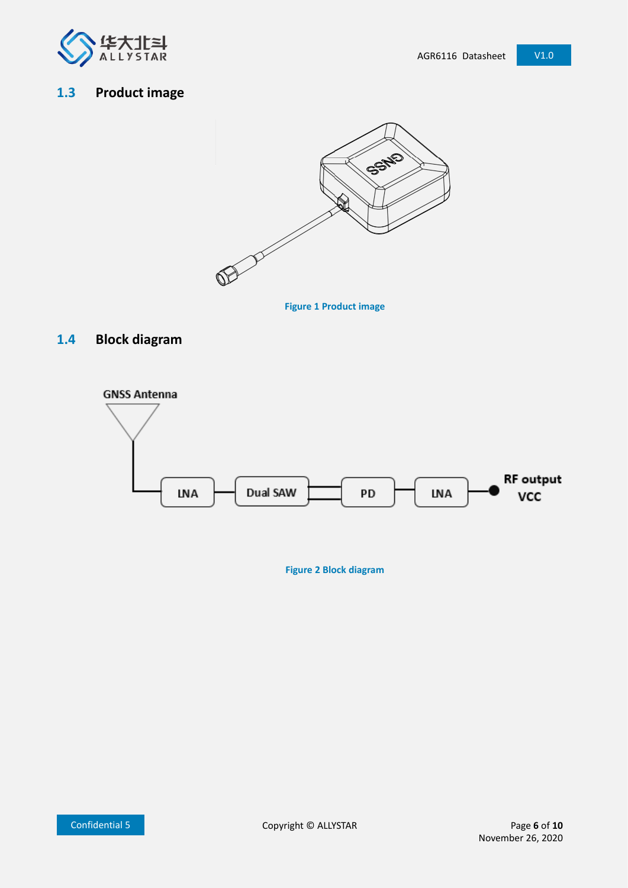## 1.3 Product image

Figure 1 Product image

## 1.4 Block diagram

Figure 2 Block diagram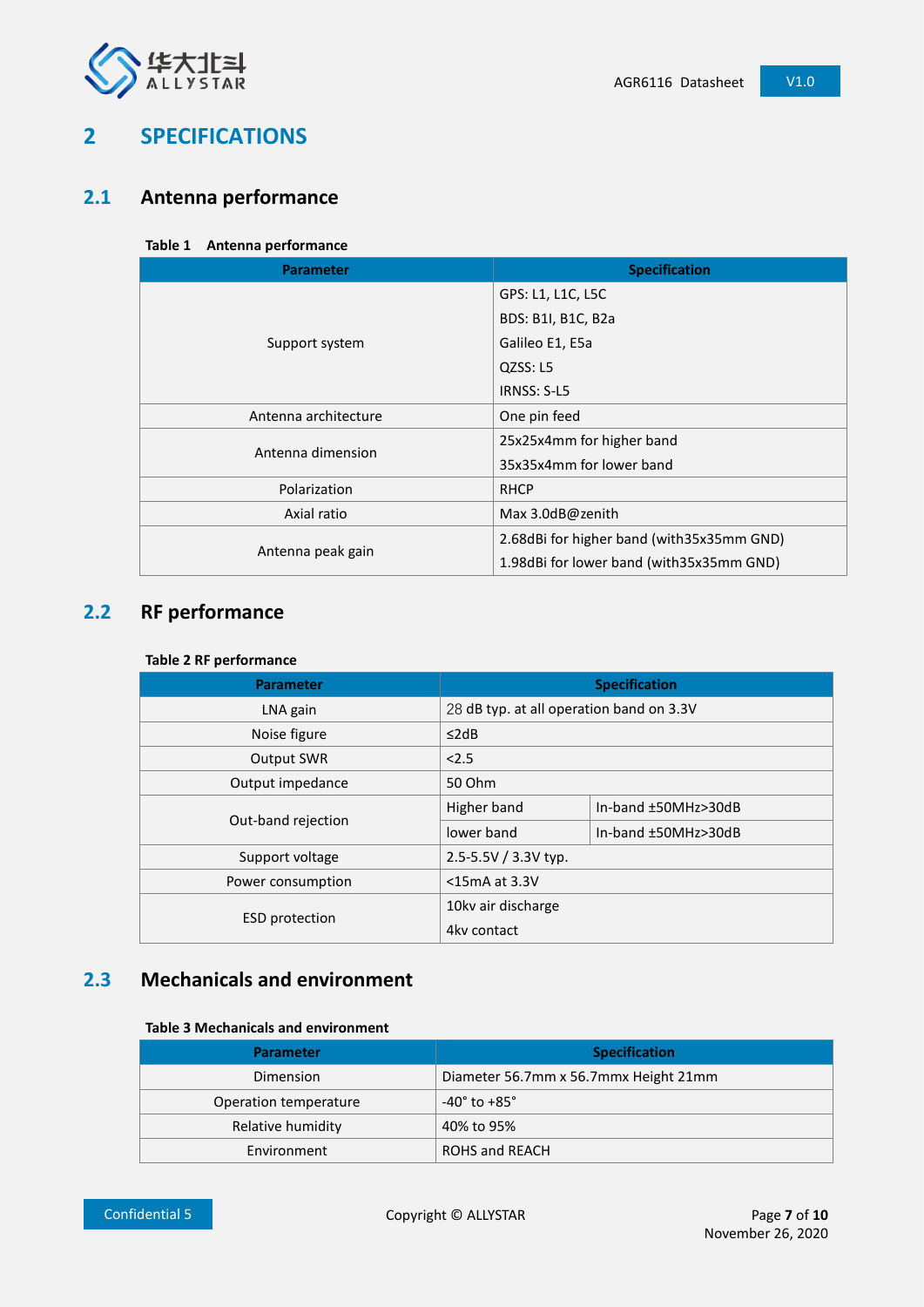# 2 SPECIFICATIONS

## 2.1 Antenna performance

**Table 1 Antenna performance**

| Parameter | Specification |
|---|---|
| Support system | GPS: L1, L1C, L5C<br>BDS: B1I, B1C, B2a<br>Galileo E1, E5a<br>QZSS: L5<br>IRNSS: S-L5 |
| Antenna architecture | One pin feed |
| Antenna dimension | 25x25x4mm for higher band<br>35x35x4mm for lower band |
| Polarization | RHCP |
| Axial ratio | Max 3.0dB@zenith |
| Antenna peak gain | 2.68dBi for higher band (with35x35mm GND)<br>1.98dBi for lower band (with35x35mm GND) |

## 2.2 RF performance

**Table 2 RF performance**

| Parameter | Specification | |
|---|---|---|
| LNA gain | 28 dB typ. at all operation band on 3.3V | |
| Noise figure | ≤2dB | |
| Output SWR | <2.5 | |
| Output impedance | 50 Ohm | |
| Out-band rejection | Higher band | In-band ±50MHz>30dB |
| | lower band | In-band ±50MHz>30dB |
| Support voltage | 2.5-5.5V / 3.3V typ. | |
| Power consumption | <15mA at 3.3V | |
| ESD protection | 10kv air discharge<br>4kv contact | |

## 2.3 Mechanicals and environment

**Table 3 Mechanicals and environment**

| Parameter | Specification |
|---|---|
| Dimension | Diameter 56.7mm x 56.7mmx Height 21mm |
| Operation temperature | -40° to +85° |
| Relative humidity | 40% to 95% |
| Environment | ROHS and REACH |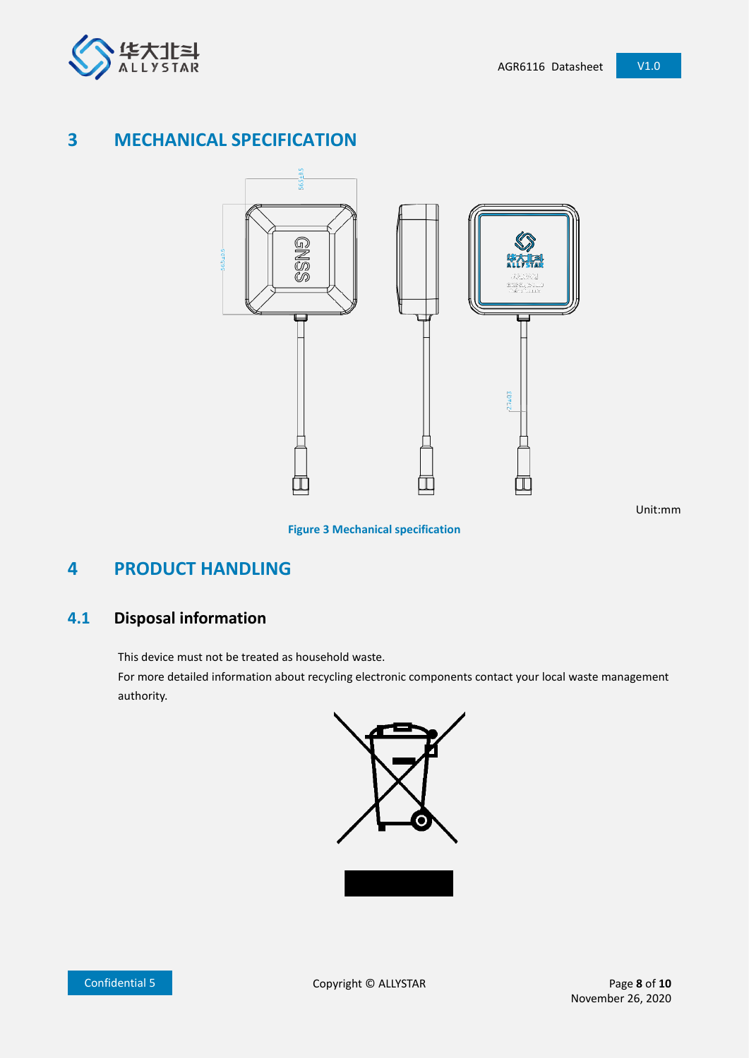# 3 MECHANICAL SPECIFICATION

Unit:mm

Figure 3 Mechanical specification

# 4 PRODUCT HANDLING

## 4.1 Disposal information

This device must not be treated as household waste.

For more detailed information about recycling electronic components contact your local waste management authority.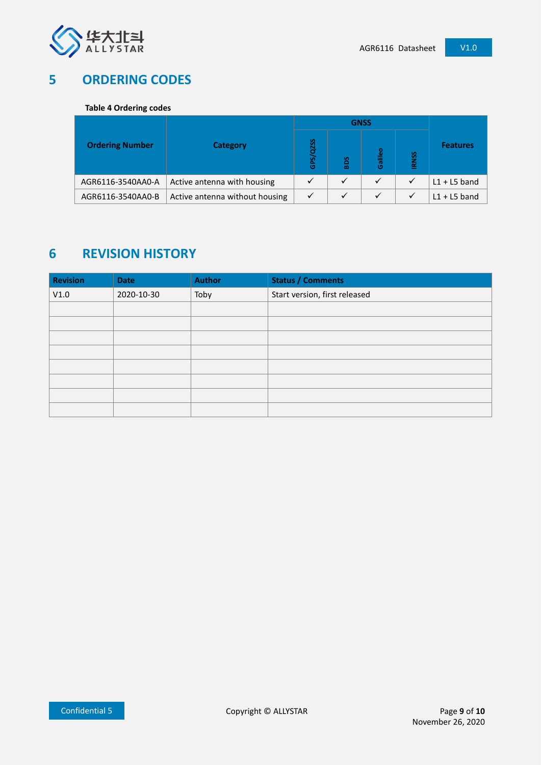# 5 ORDERING CODES

**Table 4 Ordering codes**

| Ordering Number | Category | GNSS | | | | Features |
|---|---|---|---|---|---|---|
| | | GPS/QZSS | BDS | Galileo | IRNSS | |
| AGR6116-3540AA0-A | Active antenna with housing | ✓ | ✓ | ✓ | ✓ | L1 + L5 band |
| AGR6116-3540AA0-B | Active antenna without housing | ✓ | ✓ | ✓ | ✓ | L1 + L5 band |

# 6 REVISION HISTORY

| Revision | Date | Author | Status / Comments |
|---|---|---|---|
| V1.0 | 2020-10-30 | Toby | Start version, first released |
| | | | |
| | | | |
| | | | |
| | | | |
| | | | |
| | | | |
| | | | |
| | | | |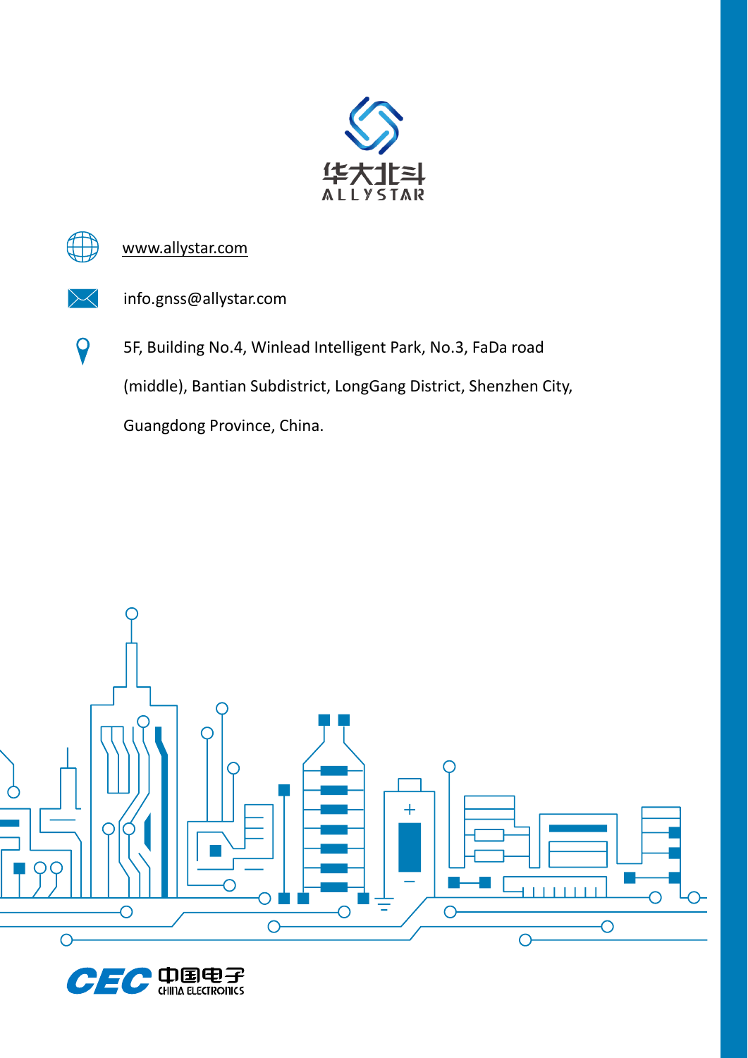华大北斗

ALLYSTAR

www.allystar.com

info.gnss@allystar.com

5F, Building No.4, Winlead Intelligent Park, No.3, FaDa road (middle), Bantian Subdistrict, LongGang District, Shenzhen City, Guangdong Province, China.

CEC 中国电子 CHINA ELECTRONICS